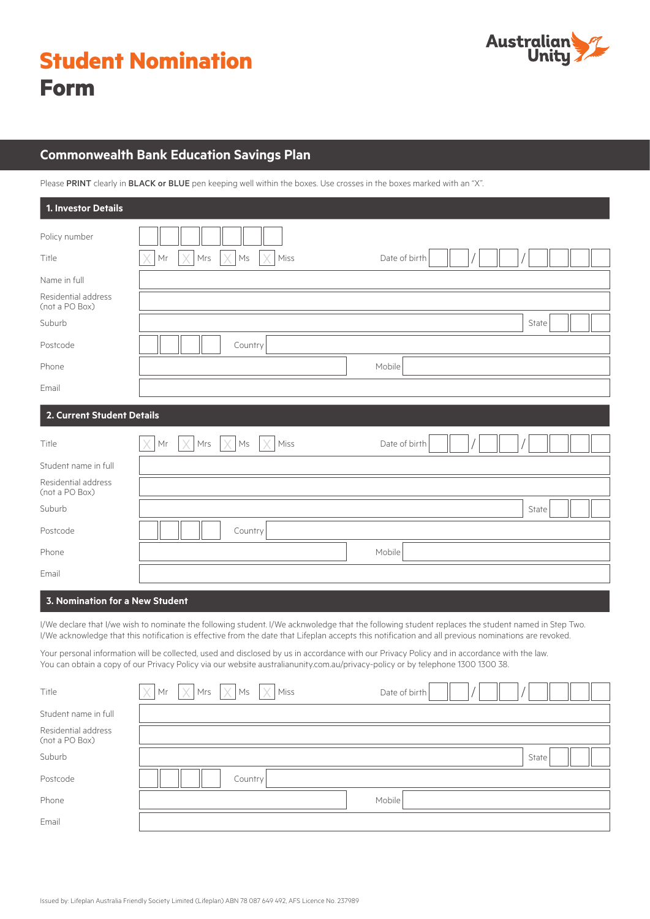# Student Nomination Form

Australian Unity

## Commonwealth Bank Education Savings Plan

Please **PRINT** clearly in **BLACK or BLUE** pen keeping well within the boxes. Use crosses in the boxes marked with an "X".

### 1. Investor Details

Policy number

Title ☐ Mr ☐ Mrs ☐ Ms ☐ Miss Date of birth __ __ / __ __ / __ __ __ __

Name in full

Residential address (not a PO Box)

Suburb State

Postcode Country

Phone Mobile

Email

### 2. Current Student Details

Title ☐ Mr ☐ Mrs ☐ Ms ☐ Miss Date of birth __ __ / __ __ / __ __ __ __

Student name in full

Residential address (not a PO Box)

Suburb State

Postcode Country

Phone Mobile

Email

### 3. Nomination for a New Student

I/We declare that I/we wish to nominate the following student. I/We acknwoledge that the following student replaces the student named in Step Two. I/We acknowledge that this notification is effective from the date that Lifeplan accepts this notification and all previous nominations are revoked.

Your personal information will be collected, used and disclosed by us in accordance with our Privacy Policy and in accordance with the law. You can obtain a copy of our Privacy Policy via our website australianunity.com.au/privacy-policy or by telephone 1300 1300 38.

Title ☐ Mr ☐ Mrs ☐ Ms ☐ Miss Date of birth __ __ / __ __ / __ __ __ __

Student name in full

Residential address (not a PO Box)

Suburb State

Postcode Country

Phone Mobile

Email

Issued by: Lifeplan Australia Friendly Society Limited (Lifeplan) ABN 78 087 649 492, AFS Licence No. 237989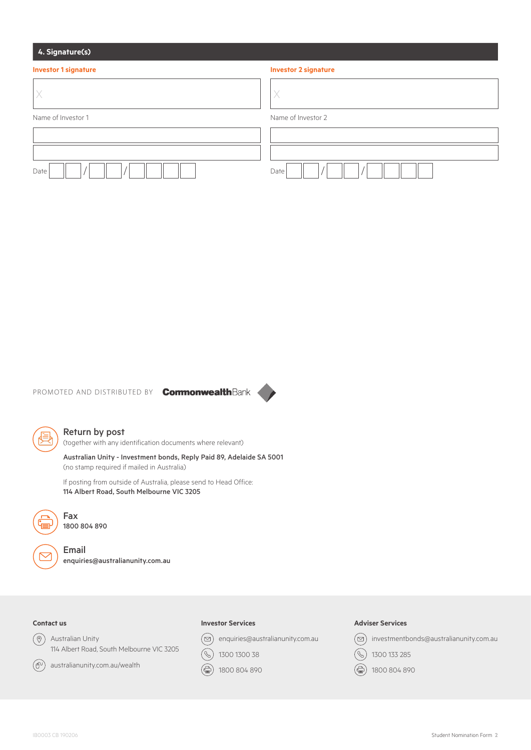## 4. Signature(s)

**Investor 1 signature**

X

Name of Investor 1

Date __ __ / __ __ / __ __ __ __

**Investor 2 signature**

X

Name of Investor 2

Date __ __ / __ __ / __ __ __ __

PROMOTED AND DISTRIBUTED BY **Commonwealth**Bank

### Return by post

(together with any identification documents where relevant)

**Australian Unity - Investment bonds, Reply Paid 89, Adelaide SA 5001**
(no stamp required if mailed in Australia)

If posting from outside of Australia, please send to Head Office:
**114 Albert Road, South Melbourne VIC 3205**

### Fax

**1800 804 890**

### Email

**enquiries@australianunity.com.au**

**Contact us**

Australian Unity
114 Albert Road, South Melbourne VIC 3205

australianunity.com.au/wealth

**Investor Services**

enquiries@australianunity.com.au

1300 1300 38

1800 804 890

**Adviser Services**

investmentbonds@australianunity.com.au

1300 133 285

1800 804 890

IB0003 CB 190206